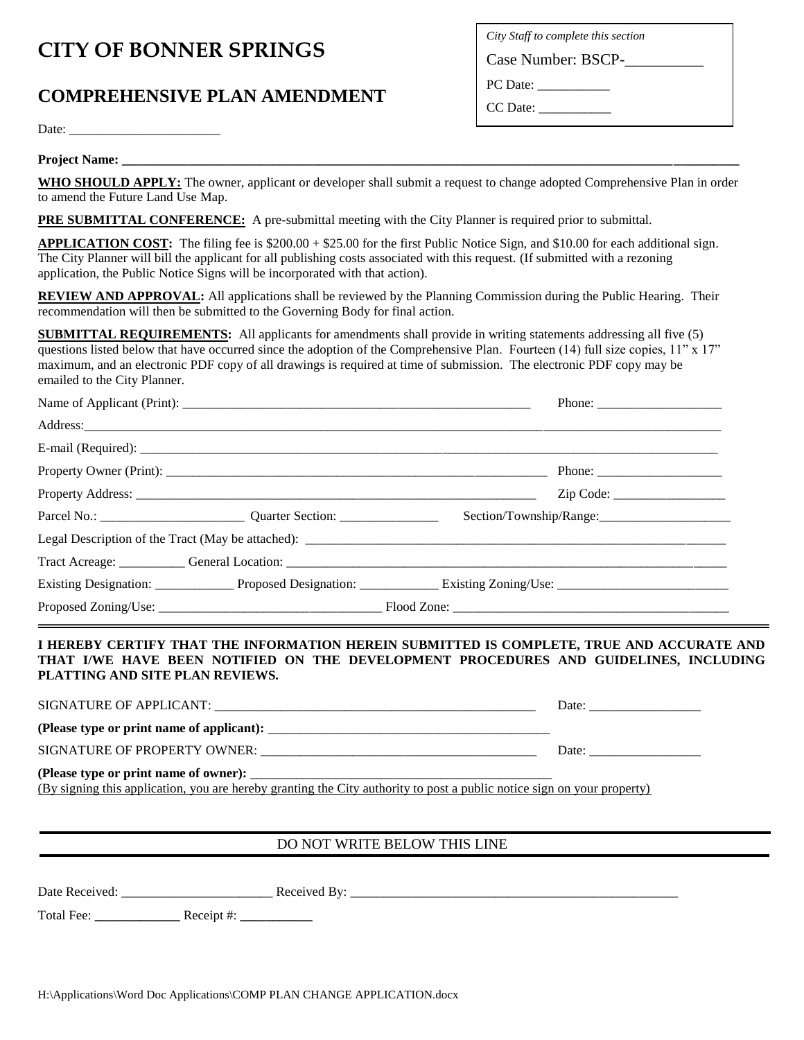# CITY OF BONNER SPRINGS

## COMPREHENSIVE PLAN AMENDMENT

*City Staff to complete this section*

Case Number: BSCP-__________

PC Date: ___________

CC Date: ___________

Date: _______________________

**Project Name: ___________________________________________________________________________________________**

**WHO SHOULD APPLY:** The owner, applicant or developer shall submit a request to change adopted Comprehensive Plan in order to amend the Future Land Use Map.

**PRE SUBMITTAL CONFERENCE:** A pre-submittal meeting with the City Planner is required prior to submittal.

**APPLICATION COST:** The filing fee is $200.00 + $25.00 for the first Public Notice Sign, and $10.00 for each additional sign. The City Planner will bill the applicant for all publishing costs associated with this request. (If submitted with a rezoning application, the Public Notice Signs will be incorporated with that action).

**REVIEW AND APPROVAL:** All applications shall be reviewed by the Planning Commission during the Public Hearing. Their recommendation will then be submitted to the Governing Body for final action.

**SUBMITTAL REQUIREMENTS:** All applicants for amendments shall provide in writing statements addressing all five (5) questions listed below that have occurred since the adoption of the Comprehensive Plan. Fourteen (14) full size copies, 11" x 17" maximum, and an electronic PDF copy of all drawings is required at time of submission. The electronic PDF copy may be emailed to the City Planner.

Name of Applicant (Print): ________________________________________________________ Phone: ___________________

Address:___________________________________________________________________________________________

E-mail (Required): __________________________________________________________________________________

Property Owner (Print): ______________________________________________________________ Phone: ___________________

Property Address: ________________________________________________________________ Zip Code: _________________

Parcel No.: ______________________ Quarter Section: _______________ Section/Township/Range:____________________

Legal Description of the Tract (May be attached): ________________________________________________________________

Tract Acreage: __________ General Location: ____________________________________________________________________

Existing Designation: ____________ Proposed Designation: ____________ Existing Zoning/Use: __________________________

Proposed Zoning/Use: __________________________________ Flood Zone: __________________________________________

**I HEREBY CERTIFY THAT THE INFORMATION HEREIN SUBMITTED IS COMPLETE, TRUE AND ACCURATE AND THAT I/WE HAVE BEEN NOTIFIED ON THE DEVELOPMENT PROCEDURES AND GUIDELINES, INCLUDING PLATTING AND SITE PLAN REVIEWS.**

SIGNATURE OF APPLICANT: ___________________________________________________ Date: _________________

**(Please type or print name of applicant):** ____________________________________________

SIGNATURE OF PROPERTY OWNER: ________________________________________ Date: _________________

**(Please type or print name of owner):** _______________________________________________

(By signing this application, you are hereby granting the City authority to post a public notice sign on your property)

---

DO NOT WRITE BELOW THIS LINE

---

Date Received: _______________________ Received By: ___________________________________________________

Total Fee: _____________ Receipt #: ___________

H:\Applications\Word Doc Applications\COMP PLAN CHANGE APPLICATION.docx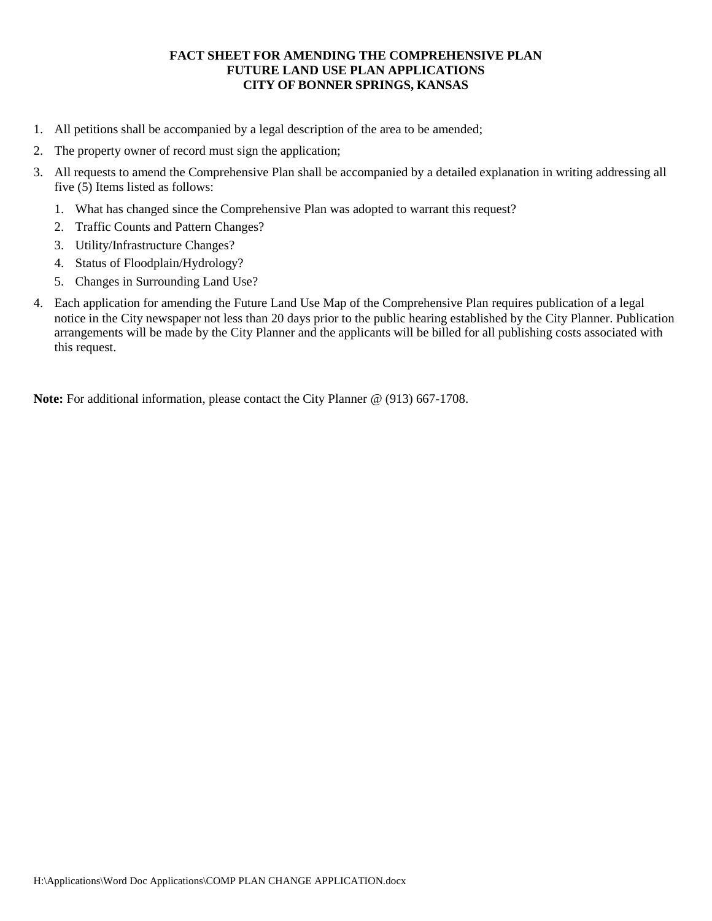# FACT SHEET FOR AMENDING THE COMPREHENSIVE PLAN
# FUTURE LAND USE PLAN APPLICATIONS
# CITY OF BONNER SPRINGS, KANSAS

1. All petitions shall be accompanied by a legal description of the area to be amended;
2. The property owner of record must sign the application;
3. All requests to amend the Comprehensive Plan shall be accompanied by a detailed explanation in writing addressing all five (5) Items listed as follows:
   1. What has changed since the Comprehensive Plan was adopted to warrant this request?
   2. Traffic Counts and Pattern Changes?
   3. Utility/Infrastructure Changes?
   4. Status of Floodplain/Hydrology?
   5. Changes in Surrounding Land Use?
4. Each application for amending the Future Land Use Map of the Comprehensive Plan requires publication of a legal notice in the City newspaper not less than 20 days prior to the public hearing established by the City Planner. Publication arrangements will be made by the City Planner and the applicants will be billed for all publishing costs associated with this request.

**Note:** For additional information, please contact the City Planner @ (913) 667-1708.

H:\Applications\Word Doc Applications\COMP PLAN CHANGE APPLICATION.docx